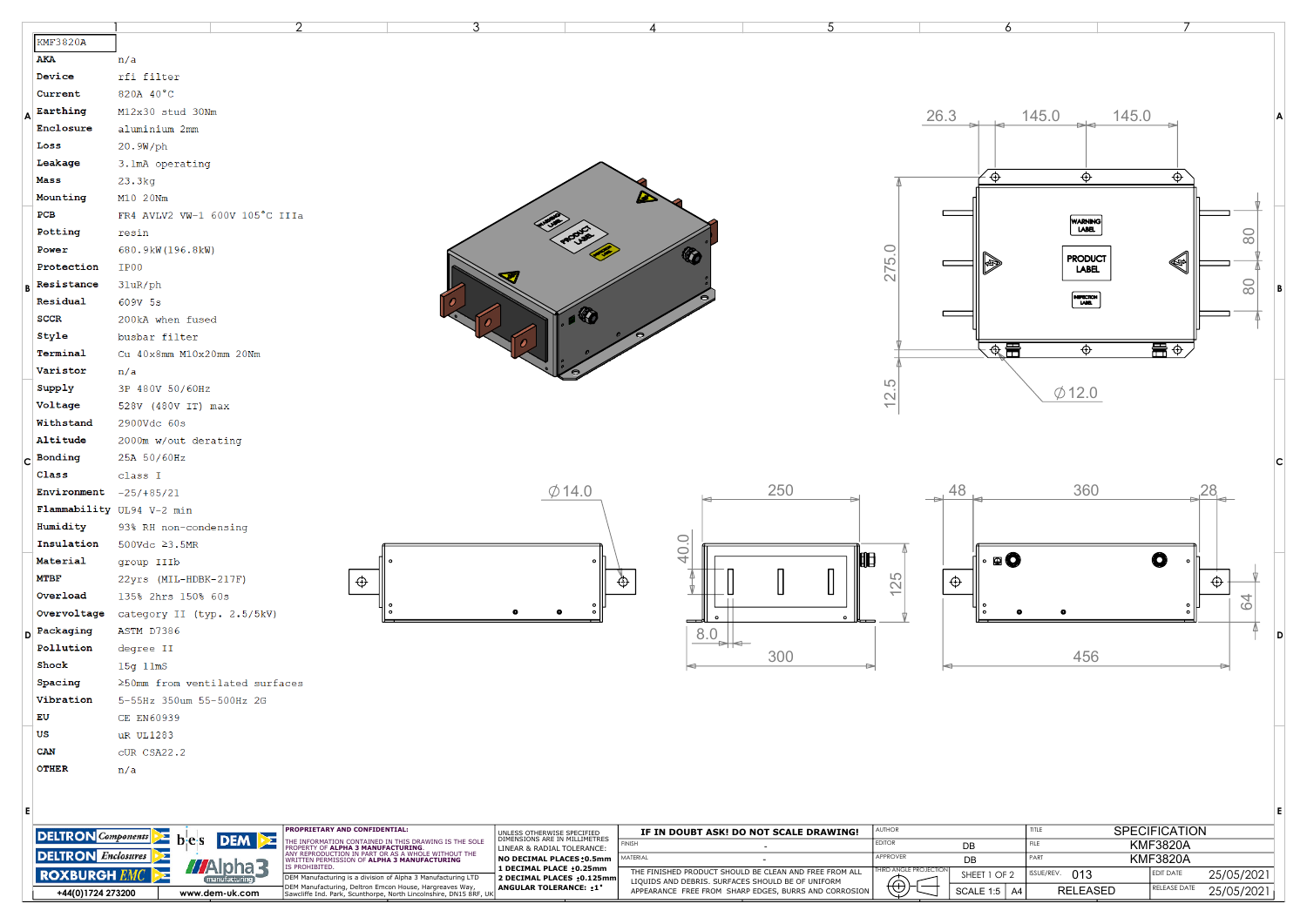# KMF3820A

| | |
|---|---|
| **AKA** | n/a |
| **Device** | rfi filter |
| **Current** | 820A 40°C |
| **Earthing** | M12x30 stud 30Nm |
| **Enclosure** | aluminium 2mm |
| **Loss** | 20.9W/ph |
| **Leakage** | 3.1mA operating |
| **Mass** | 23.3kg |
| **Mounting** | M10 20Nm |
| **PCB** | FR4 AVLV2 VW-1 600V 105°C IIIa |
| **Potting** | resin |
| **Power** | 680.9kW(196.8kW) |
| **Protection** | IP00 |
| **Resistance** | 31uR/ph |
| **Residual** | 609V 5s |
| **SCCR** | 200kA when fused |
| **Style** | busbar filter |
| **Terminal** | Cu 40x8mm M10x20mm 20Nm |
| **Varistor** | n/a |
| **Supply** | 3P 480V 50/60Hz |
| **Voltage** | 528V (480V IT) max |
| **Withstand** | 2900Vdc 60s |
| **Altitude** | 2000m w/out derating |
| **Bonding** | 25A 50/60Hz |
| **Class** | class I |
| **Environment** | -25/+85/21 |
| **Flammability** | UL94 V-2 min |
| **Humidity** | 93% RH non-condensing |
| **Insulation** | 500Vdc ≥3.5MR |
| **Material** | group IIIb |
| **MTBF** | 22yrs (MIL-HDBK-217F) |
| **Overload** | 135% 2hrs 150% 60s |
| **Overvoltage** | category II (typ. 2.5/5kV) |
| **Packaging** | ASTM D7386 |
| **Pollution** | degree II |
| **Shock** | 15g 11mS |
| **Spacing** | ≥50mm from ventilated surfaces |
| **Vibration** | 5-55Hz 350um 55-500Hz 2G |
| **EU** | CE EN60939 |
| **US** | uR UL1283 |
| **CAN** | cUR CSA22.2 |
| **OTHER** | n/a |

Dimensions: 26.3, 145.0, 145.0, 275.0, 12.5, Ø12.0, 80, 80, Ø14.0, 250, 300, 40.0, 8.0, 125, 48, 360, 28, 456, 64

Labels: WARNING LABEL, PRODUCT LABEL, INSPECTION LABEL

**PROPRIETARY AND CONFIDENTIAL:** THE INFORMATION CONTAINED IN THIS DRAWING IS THE SOLE PROPERTY OF **ALPHA 3 MANUFACTURING**. ANY REPRODUCTION IN PART OR AS A WHOLE WITHOUT THE WRITTEN PERMISSION OF **ALPHA 3 MANUFACTURING** IS PROHIBITED.

DEM Manufacturing is a division of Alpha 3 Manufacturing LTD
DEM Manufacturing, Deltron Emcon House, Hargreaves Way, Sawcliffe Ind. Park, Scunthorpe, North Lincolnshire, DN15 8RF, UK

+44(0)1724 273200 | www.dem-uk.com

UNLESS OTHERWISE SPECIFIED DIMENSIONS ARE IN MILLIMETRES
LINEAR & RADIAL TOLERANCE:
NO DECIMAL PLACES ±0.5mm
1 DECIMAL PLACE ±0.25mm
2 DECIMAL PLACES ±0.125mm
ANGULAR TOLERANCE: ±1°

**IF IN DOUBT ASK! DO NOT SCALE DRAWING!**

| | |
|---|---|
| FINISH | - |
| MATERIAL | - |

THE FINISHED PRODUCT SHOULD BE CLEAN AND FREE FROM ALL LIQUIDS AND DEBRIS. SURFACES SHOULD BE OF UNIFORM APPEARANCE FREE FROM SHARP EDGES, BURRS AND CORROSION

| | | | |
|---|---|---|---|
| AUTHOR | | TITLE | SPECIFICATION |
| EDITOR | DB | FILE | KMF3820A |
| APPROVER | DB | PART | KMF3820A |
| THIRD ANGLE PROJECTION | SHEET 1 OF 2 | ISSUE/REV. 013 | EDIT DATE 25/05/2021 |
| | SCALE 1:5 A4 | RELEASED | RELEASE DATE 25/05/2021 |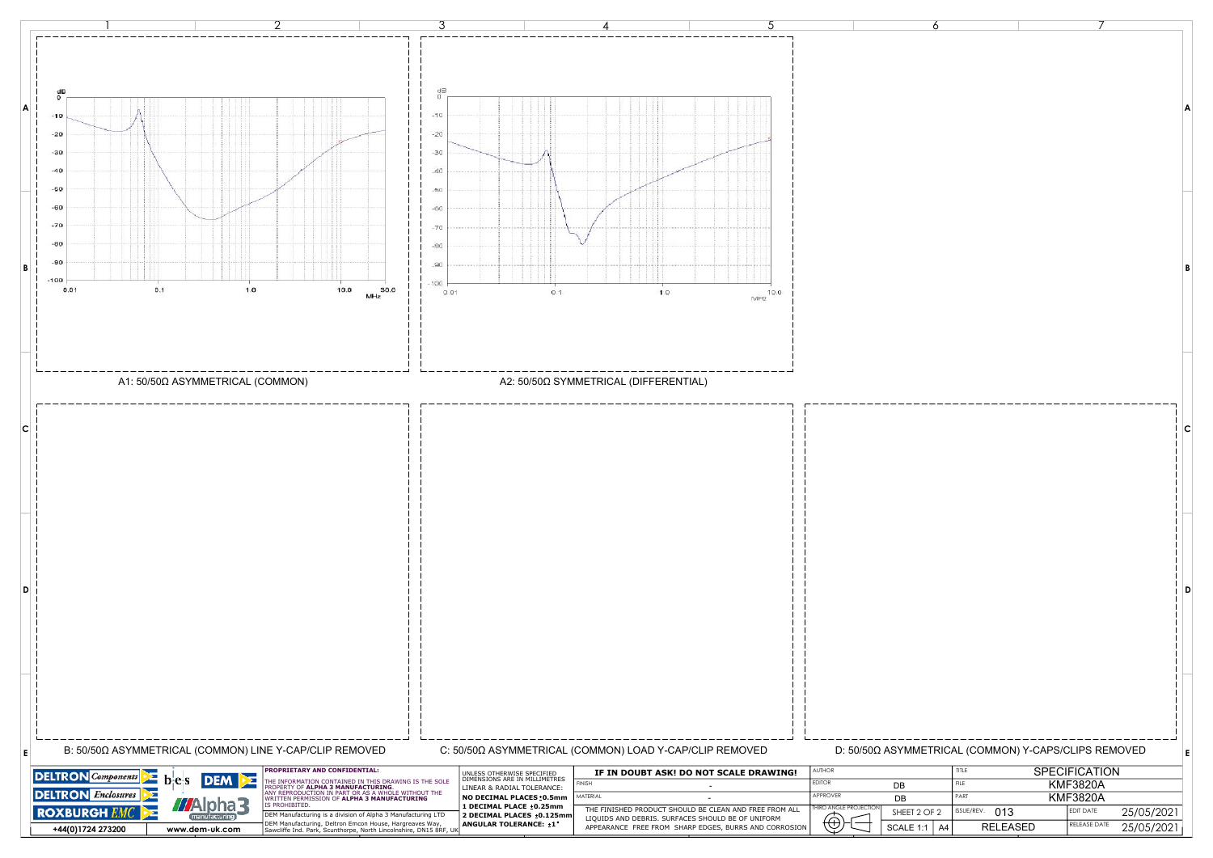dB

0

-10

-20

-30

-40

-50

-60

-70

-80

-90

-100

0.01 0.1 1.0 10.0 30.0

MHz

A1: 50/50Ω ASYMMETRICAL (COMMON)

dB

0

-10

-20

-30

-40

-50

-60

-70

-80

-90

-100

0.01 0.1 1.0 10.0

MHz

A2: 50/50Ω SYMMETRICAL (DIFFERENTIAL)

B: 50/50Ω ASYMMETRICAL (COMMON) LINE Y-CAP/CLIP REMOVED

C: 50/50Ω ASYMMETRICAL (COMMON) LOAD Y-CAP/CLIP REMOVED

D: 50/50Ω ASYMMETRICAL (COMMON) Y-CAPS/CLIPS REMOVED

DELTRON Components | DELTRON Enclosures | ROXBURGH EMC | bes | DEM | Alpha3 manufacturing

+44(0)1724 273200 | www.dem-uk.com

**PROPRIETARY AND CONFIDENTIAL:**
THE INFORMATION CONTAINED IN THIS DRAWING IS THE SOLE PROPERTY OF **ALPHA 3 MANUFACTURING**. ANY REPRODUCTION IN PART OR AS A WHOLE WITHOUT THE WRITTEN PERMISSION OF **ALPHA 3 MANUFACTURING** IS PROHIBITED.

DEM Manufacturing is a division of Alpha 3 Manufacturing LTD

DEM Manufacturing, Deltron Emcon House, Hargreaves Way, Sawcliffe Ind. Park, Scunthorpe, North Lincolnshire, DN15 8RF, UK

UNLESS OTHERWISE SPECIFIED DIMENSIONS ARE IN MILLIMETRES
LINEAR & RADIAL TOLERANCE:
**NO DECIMAL PLACES ±0.5mm**
**1 DECIMAL PLACE ±0.25mm**
**2 DECIMAL PLACES ±0.125mm**
**ANGULAR TOLERANCE: ±1°**

**IF IN DOUBT ASK! DO NOT SCALE DRAWING!**

| | | | | | |
|---|---|---|---|---|---|
| FINISH | - | AUTHOR | | TITLE | SPECIFICATION |
| MATERIAL | - | EDITOR | DB | FILE | KMF3820A |
| | | APPROVER | DB | PART | KMF3820A |
| | | THIRD ANGLE PROJECTION | SHEET 2 OF 2 | ISSUE/REV. 013 | EDIT DATE 25/05/2021 |
| | | | SCALE 1:1 A4 | RELEASED | RELEASE DATE 25/05/2021 |

THE FINISHED PRODUCT SHOULD BE CLEAN AND FREE FROM ALL LIQUIDS AND DEBRIS. SURFACES SHOULD BE OF UNIFORM APPEARANCE FREE FROM SHARP EDGES, BURRS AND CORROSION